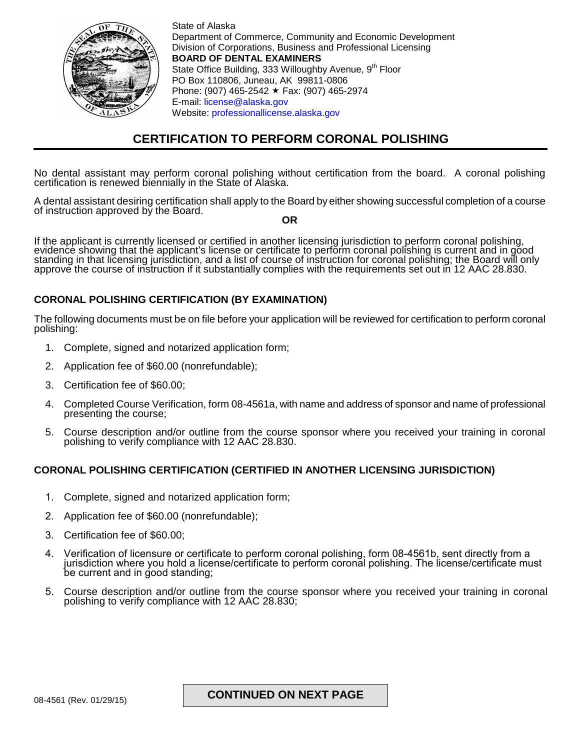State of Alaska
Department of Commerce, Community and Economic Development
Division of Corporations, Business and Professional Licensing
**BOARD OF DENTAL EXAMINERS**
State Office Building, 333 Willoughby Avenue, 9th Floor
PO Box 110806, Juneau, AK 99811-0806
Phone: (907) 465-2542 ★ Fax: (907) 465-2974
E-mail: license@alaska.gov
Website: professionallicense.alaska.gov

# CERTIFICATION TO PERFORM CORONAL POLISHING

No dental assistant may perform coronal polishing without certification from the board. A coronal polishing certification is renewed biennially in the State of Alaska.

A dental assistant desiring certification shall apply to the Board by either showing successful completion of a course of instruction approved by the Board.

**OR**

If the applicant is currently licensed or certified in another licensing jurisdiction to perform coronal polishing, evidence showing that the applicant's license or certificate to perform coronal polishing is current and in good standing in that licensing jurisdiction, and a list of course of instruction for coronal polishing; the Board will only approve the course of instruction if it substantially complies with the requirements set out in 12 AAC 28.830.

## CORONAL POLISHING CERTIFICATION (BY EXAMINATION)

The following documents must be on file before your application will be reviewed for certification to perform coronal polishing:

1. Complete, signed and notarized application form;
2. Application fee of $60.00 (nonrefundable);
3. Certification fee of $60.00;
4. Completed Course Verification, form 08-4561a, with name and address of sponsor and name of professional presenting the course;
5. Course description and/or outline from the course sponsor where you received your training in coronal polishing to verify compliance with 12 AAC 28.830.

## CORONAL POLISHING CERTIFICATION (CERTIFIED IN ANOTHER LICENSING JURISDICTION)

1. Complete, signed and notarized application form;
2. Application fee of $60.00 (nonrefundable);
3. Certification fee of $60.00;
4. Verification of licensure or certificate to perform coronal polishing, form 08-4561b, sent directly from a jurisdiction where you hold a license/certificate to perform coronal polishing. The license/certificate must be current and in good standing;
5. Course description and/or outline from the course sponsor where you received your training in coronal polishing to verify compliance with 12 AAC 28.830;

08-4561 (Rev. 01/29/15)

**CONTINUED ON NEXT PAGE**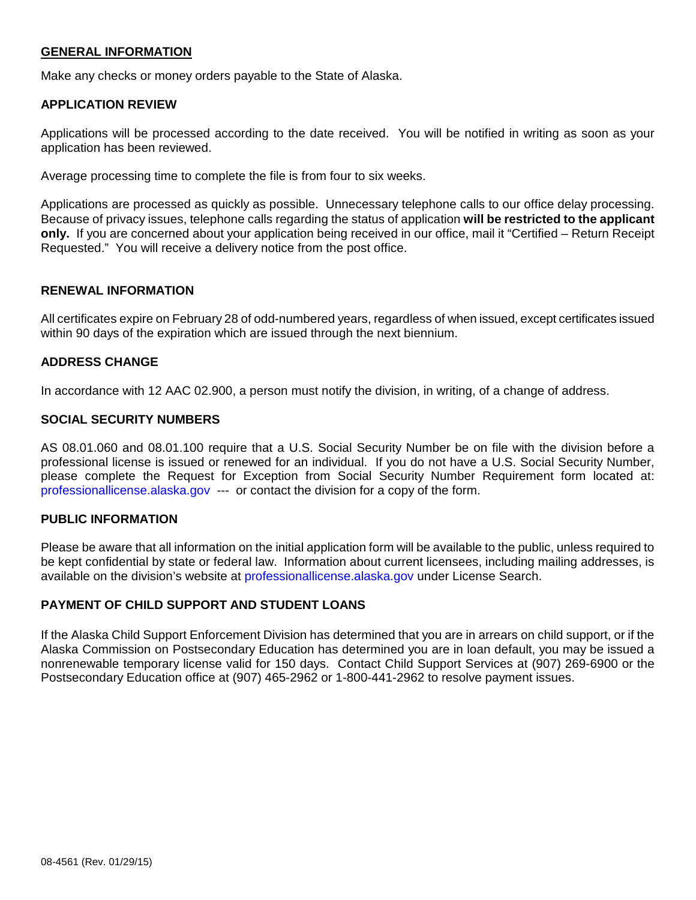## GENERAL INFORMATION

Make any checks or money orders payable to the State of Alaska.

### APPLICATION REVIEW

Applications will be processed according to the date received. You will be notified in writing as soon as your application has been reviewed.

Average processing time to complete the file is from four to six weeks.

Applications are processed as quickly as possible. Unnecessary telephone calls to our office delay processing. Because of privacy issues, telephone calls regarding the status of application **will be restricted to the applicant only.** If you are concerned about your application being received in our office, mail it "Certified – Return Receipt Requested." You will receive a delivery notice from the post office.

### RENEWAL INFORMATION

All certificates expire on February 28 of odd-numbered years, regardless of when issued, except certificates issued within 90 days of the expiration which are issued through the next biennium.

### ADDRESS CHANGE

In accordance with 12 AAC 02.900, a person must notify the division, in writing, of a change of address.

### SOCIAL SECURITY NUMBERS

AS 08.01.060 and 08.01.100 require that a U.S. Social Security Number be on file with the division before a professional license is issued or renewed for an individual. If you do not have a U.S. Social Security Number, please complete the Request for Exception from Social Security Number Requirement form located at: professionallicense.alaska.gov --- or contact the division for a copy of the form.

### PUBLIC INFORMATION

Please be aware that all information on the initial application form will be available to the public, unless required to be kept confidential by state or federal law. Information about current licensees, including mailing addresses, is available on the division's website at professionallicense.alaska.gov under License Search.

### PAYMENT OF CHILD SUPPORT AND STUDENT LOANS

If the Alaska Child Support Enforcement Division has determined that you are in arrears on child support, or if the Alaska Commission on Postsecondary Education has determined you are in loan default, you may be issued a nonrenewable temporary license valid for 150 days. Contact Child Support Services at (907) 269-6900 or the Postsecondary Education office at (907) 465-2962 or 1-800-441-2962 to resolve payment issues.

08-4561 (Rev. 01/29/15)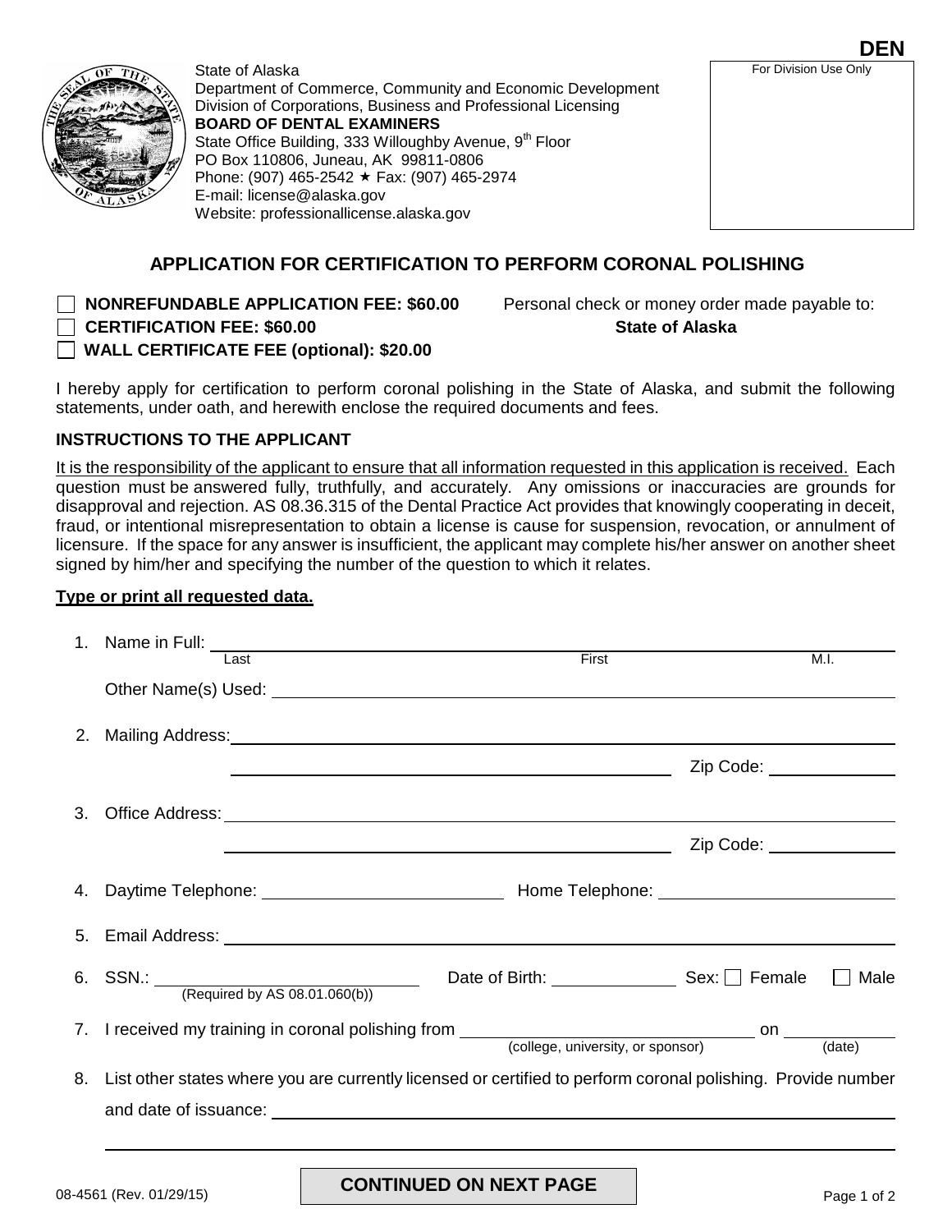**DEN**

For Division Use Only

State of Alaska
Department of Commerce, Community and Economic Development
Division of Corporations, Business and Professional Licensing
**BOARD OF DENTAL EXAMINERS**
State Office Building, 333 Willoughby Avenue, 9th Floor
PO Box 110806, Juneau, AK 99811-0806
Phone: (907) 465-2542 ★ Fax: (907) 465-2974
E-mail: license@alaska.gov
Website: professionallicense.alaska.gov

## APPLICATION FOR CERTIFICATION TO PERFORM CORONAL POLISHING

- ☐ **NONREFUNDABLE APPLICATION FEE: $60.00**
- ☐ **CERTIFICATION FEE: $60.00**
- ☐ **WALL CERTIFICATE FEE (optional): $20.00**

Personal check or money order made payable to: **State of Alaska**

I hereby apply for certification to perform coronal polishing in the State of Alaska, and submit the following statements, under oath, and herewith enclose the required documents and fees.

### INSTRUCTIONS TO THE APPLICANT

It is the responsibility of the applicant to ensure that all information requested in this application is received. Each question must be answered fully, truthfully, and accurately. Any omissions or inaccuracies are grounds for disapproval and rejection. AS 08.36.315 of the Dental Practice Act provides that knowingly cooperating in deceit, fraud, or intentional misrepresentation to obtain a license is cause for suspension, revocation, or annulment of licensure. If the space for any answer is insufficient, the applicant may complete his/her answer on another sheet signed by him/her and specifying the number of the question to which it relates.

**Type or print all requested data.**

1. Name in Full: ______________________ (Last) ______________________ (First) ______ (M.I.)

   Other Name(s) Used: ______________________

2. Mailing Address: ______________________

   ______________________ Zip Code: __________

3. Office Address: ______________________

   ______________________ Zip Code: __________

4. Daytime Telephone: ______________________ Home Telephone: ______________________

5. Email Address: ______________________

6. SSN.: ______________________ (Required by AS 08.01.060(b)) Date of Birth: __________ Sex: ☐ Female ☐ Male

7. I received my training in coronal polishing from ______________________ (college, university, or sponsor) on __________ (date)

8. List other states where you are currently licensed or certified to perform coronal polishing. Provide number and date of issuance: ______________________

   ______________________

**CONTINUED ON NEXT PAGE**

08-4561 (Rev. 01/29/15)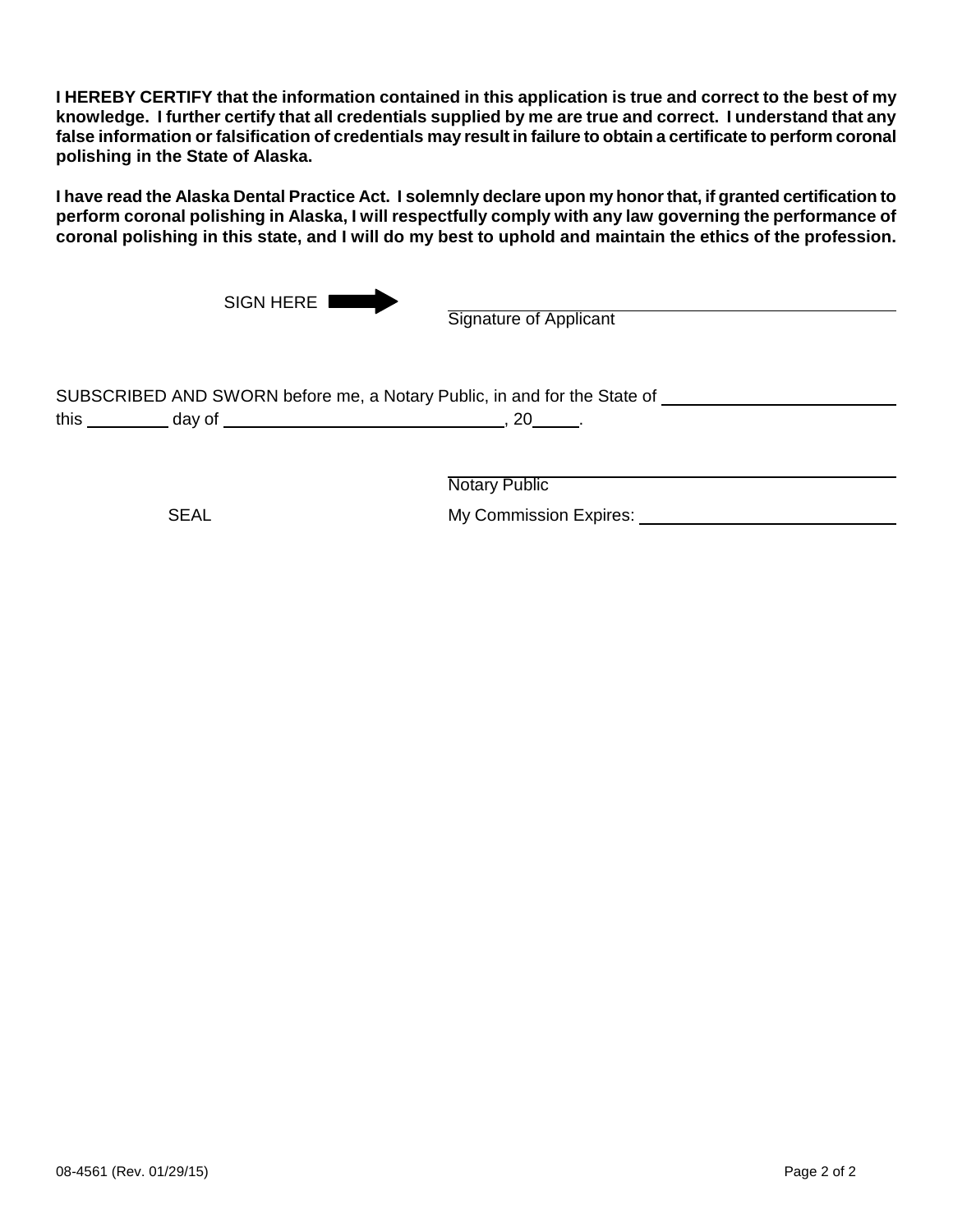**I HEREBY CERTIFY that the information contained in this application is true and correct to the best of my knowledge. I further certify that all credentials supplied by me are true and correct. I understand that any false information or falsification of credentials may result in failure to obtain a certificate to perform coronal polishing in the State of Alaska.**

**I have read the Alaska Dental Practice Act. I solemnly declare upon my honor that, if granted certification to perform coronal polishing in Alaska, I will respectfully comply with any law governing the performance of coronal polishing in this state, and I will do my best to uphold and maintain the ethics of the profession.**

SIGN HERE ➡ ______________________________
Signature of Applicant

SUBSCRIBED AND SWORN before me, a Notary Public, in and for the State of ______________________
this ________ day of ____________________________, 20_____.

______________________________
Notary Public

SEAL

My Commission Expires: ______________________

08-4561 (Rev. 01/29/15)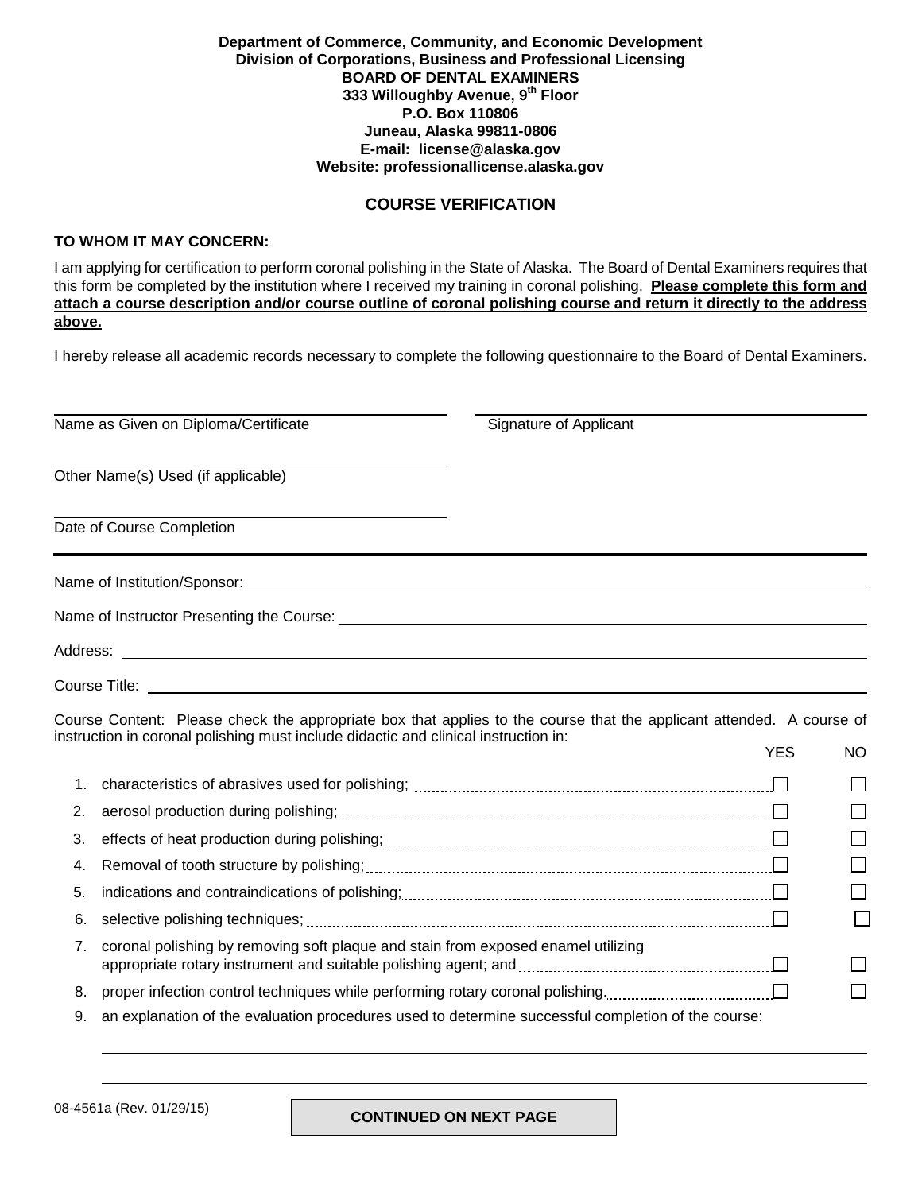**Department of Commerce, Community, and Economic Development**
**Division of Corporations, Business and Professional Licensing**
**BOARD OF DENTAL EXAMINERS**
**333 Willoughby Avenue, 9th Floor**
**P.O. Box 110806**
**Juneau, Alaska 99811-0806**
**E-mail: license@alaska.gov**
**Website: professionallicense.alaska.gov**

## COURSE VERIFICATION

**TO WHOM IT MAY CONCERN:**

I am applying for certification to perform coronal polishing in the State of Alaska. The Board of Dental Examiners requires that this form be completed by the institution where I received my training in coronal polishing. **Please complete this form and attach a course description and/or course outline of coronal polishing course and return it directly to the address above.**

I hereby release all academic records necessary to complete the following questionnaire to the Board of Dental Examiners.

\_\_\_\_\_\_\_\_\_\_\_\_\_\_\_\_\_\_\_\_\_\_\_\_\_\_\_\_\_\_\_\_\_\_\_\_\_\_\_\_
Name as Given on Diploma/Certificate

\_\_\_\_\_\_\_\_\_\_\_\_\_\_\_\_\_\_\_\_\_\_\_\_\_\_\_\_\_\_\_\_\_\_\_\_\_\_\_\_
Signature of Applicant

\_\_\_\_\_\_\_\_\_\_\_\_\_\_\_\_\_\_\_\_\_\_\_\_\_\_\_\_\_\_\_\_\_\_\_\_\_\_\_\_
Other Name(s) Used (if applicable)

\_\_\_\_\_\_\_\_\_\_\_\_\_\_\_\_\_\_\_\_\_\_\_\_\_\_\_\_\_\_\_\_\_\_\_\_\_\_\_\_
Date of Course Completion

---

Name of Institution/Sponsor: \_\_\_\_\_\_\_\_\_\_\_\_\_\_\_\_\_\_\_\_\_\_\_\_\_\_\_\_\_\_\_\_\_\_\_\_\_\_\_\_

Name of Instructor Presenting the Course: \_\_\_\_\_\_\_\_\_\_\_\_\_\_\_\_\_\_\_\_\_\_\_\_\_\_\_\_\_\_\_\_\_\_\_\_\_\_\_\_

Address: \_\_\_\_\_\_\_\_\_\_\_\_\_\_\_\_\_\_\_\_\_\_\_\_\_\_\_\_\_\_\_\_\_\_\_\_\_\_\_\_

Course Title: \_\_\_\_\_\_\_\_\_\_\_\_\_\_\_\_\_\_\_\_\_\_\_\_\_\_\_\_\_\_\_\_\_\_\_\_\_\_\_\_

Course Content: Please check the appropriate box that applies to the course that the applicant attended. A course of instruction in coronal polishing must include didactic and clinical instruction in:

| | | YES | NO |
|---|---|---|---|
| 1. | characteristics of abrasives used for polishing; | ☐ | ☐ |
| 2. | aerosol production during polishing; | ☐ | ☐ |
| 3. | effects of heat production during polishing; | ☐ | ☐ |
| 4. | Removal of tooth structure by polishing; | ☐ | ☐ |
| 5. | indications and contraindications of polishing; | ☐ | ☐ |
| 6. | selective polishing techniques; | ☐ | ☐ |
| 7. | coronal polishing by removing soft plaque and stain from exposed enamel utilizing appropriate rotary instrument and suitable polishing agent; and | ☐ | ☐ |
| 8. | proper infection control techniques while performing rotary coronal polishing. | ☐ | ☐ |

9. an explanation of the evaluation procedures used to determine successful completion of the course:

\_\_\_\_\_\_\_\_\_\_\_\_\_\_\_\_\_\_\_\_\_\_\_\_\_\_\_\_\_\_\_\_\_\_\_\_\_\_\_\_

\_\_\_\_\_\_\_\_\_\_\_\_\_\_\_\_\_\_\_\_\_\_\_\_\_\_\_\_\_\_\_\_\_\_\_\_\_\_\_\_

08-4561a (Rev. 01/29/15)

**CONTINUED ON NEXT PAGE**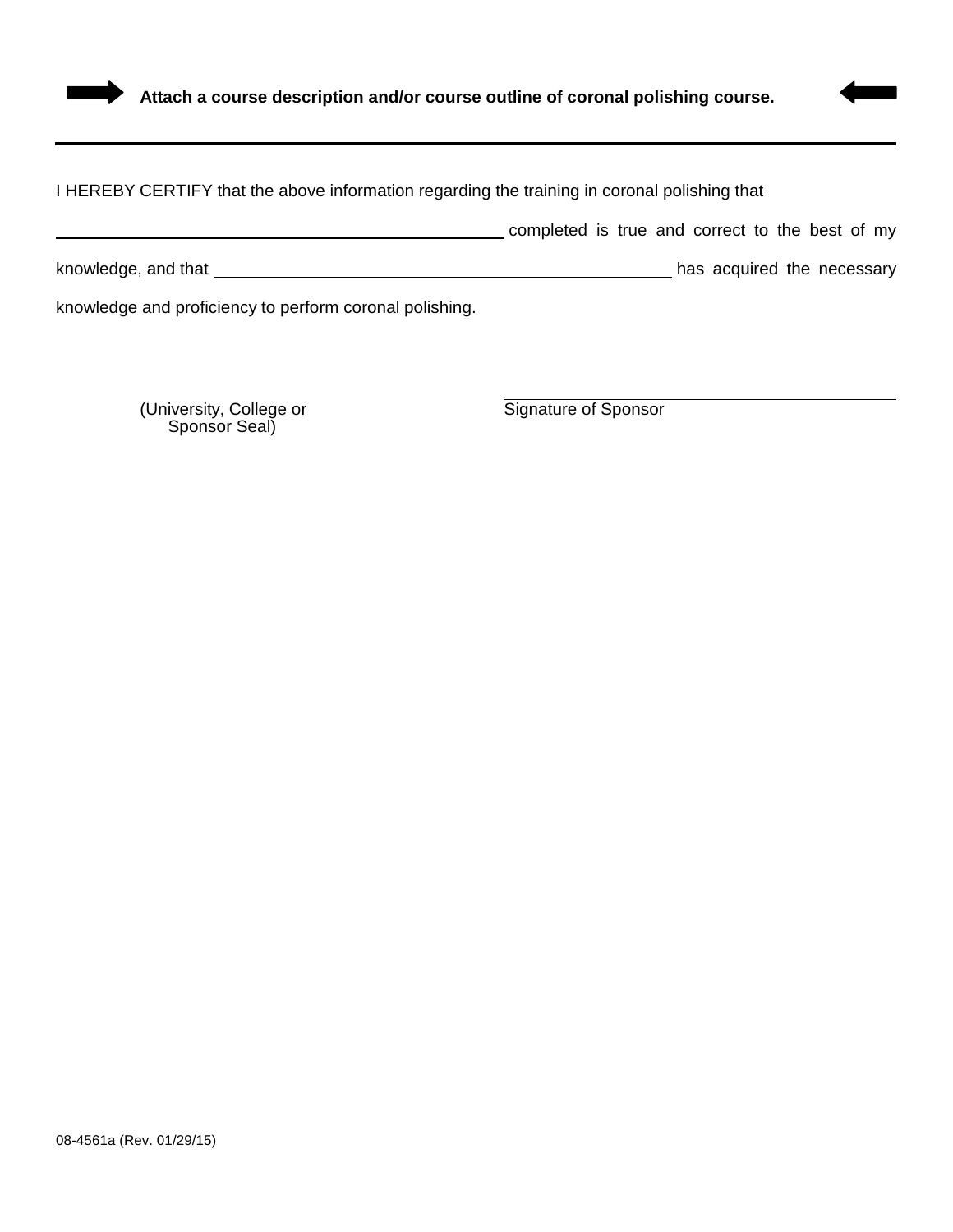**Attach a course description and/or course outline of coronal polishing course.**

---

I HEREBY CERTIFY that the above information regarding the training in coronal polishing that

\_\_\_\_\_\_\_\_\_\_\_\_\_\_\_\_\_\_\_\_\_\_\_\_\_\_\_\_\_\_\_\_\_\_\_\_\_\_\_\_ completed is true and correct to the best of my knowledge, and that \_\_\_\_\_\_\_\_\_\_\_\_\_\_\_\_\_\_\_\_\_\_\_\_\_\_\_\_\_\_\_\_\_\_\_\_\_\_\_\_ has acquired the necessary knowledge and proficiency to perform coronal polishing.

(University, College or Sponsor Seal)

\_\_\_\_\_\_\_\_\_\_\_\_\_\_\_\_\_\_\_\_\_\_\_\_\_\_\_\_\_\_\_\_\_\_\_\_\_\_\_\_
Signature of Sponsor

08-4561a (Rev. 01/29/15)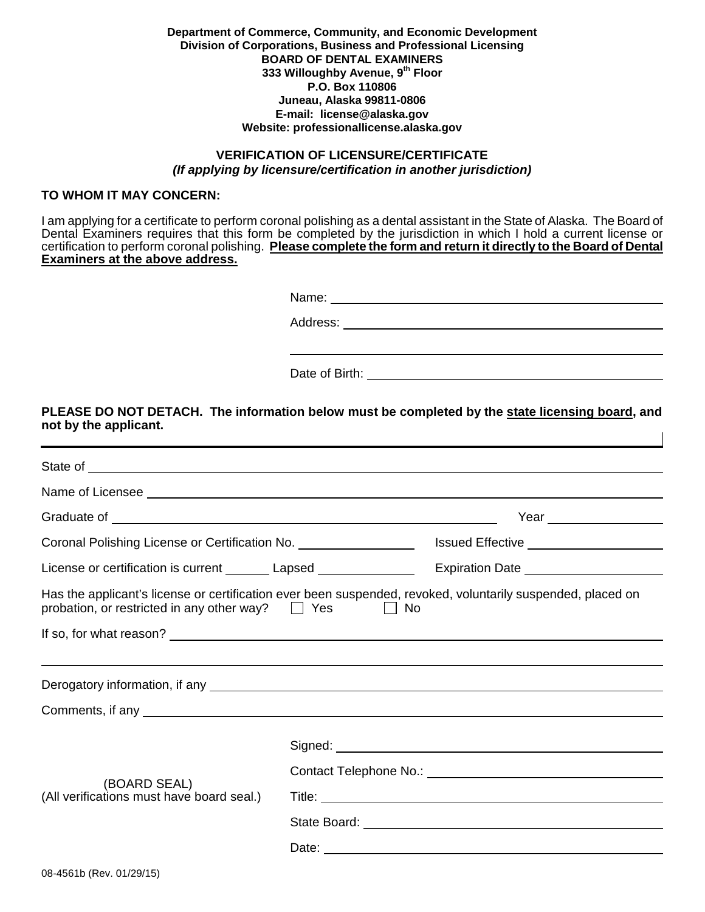**Department of Commerce, Community, and Economic Development**
**Division of Corporations, Business and Professional Licensing**
**BOARD OF DENTAL EXAMINERS**
**333 Willoughby Avenue, 9th Floor**
**P.O. Box 110806**
**Juneau, Alaska 99811-0806**
**E-mail: license@alaska.gov**
**Website: professionallicense.alaska.gov**

## VERIFICATION OF LICENSURE/CERTIFICATE

***(If applying by licensure/certification in another jurisdiction)***

**TO WHOM IT MAY CONCERN:**

I am applying for a certificate to perform coronal polishing as a dental assistant in the State of Alaska. The Board of Dental Examiners requires that this form be completed by the jurisdiction in which I hold a current license or certification to perform coronal polishing. **Please complete the form and return it directly to the Board of Dental Examiners at the above address.**

Name: ______________________________

Address: ______________________________

______________________________

Date of Birth: ______________________________

**PLEASE DO NOT DETACH. The information below must be completed by the state licensing board, and not by the applicant.**

---

State of ______________________________

Name of Licensee ______________________________

Graduate of ______________________________ Year ______________

Coronal Polishing License or Certification No. ______________ Issued Effective ______________

License or certification is current ______ Lapsed ______________ Expiration Date ______________

Has the applicant's license or certification ever been suspended, revoked, voluntarily suspended, placed on probation, or restricted in any other way? ☐ Yes ☐ No

If so, for what reason? ______________________________

______________________________

Derogatory information, if any ______________________________

Comments, if any ______________________________

(BOARD SEAL)
(All verifications must have board seal.)

Signed: ______________________________

Contact Telephone No.: ______________________________

Title: ______________________________

State Board: ______________________________

Date: ______________________________

08-4561b (Rev. 01/29/15)